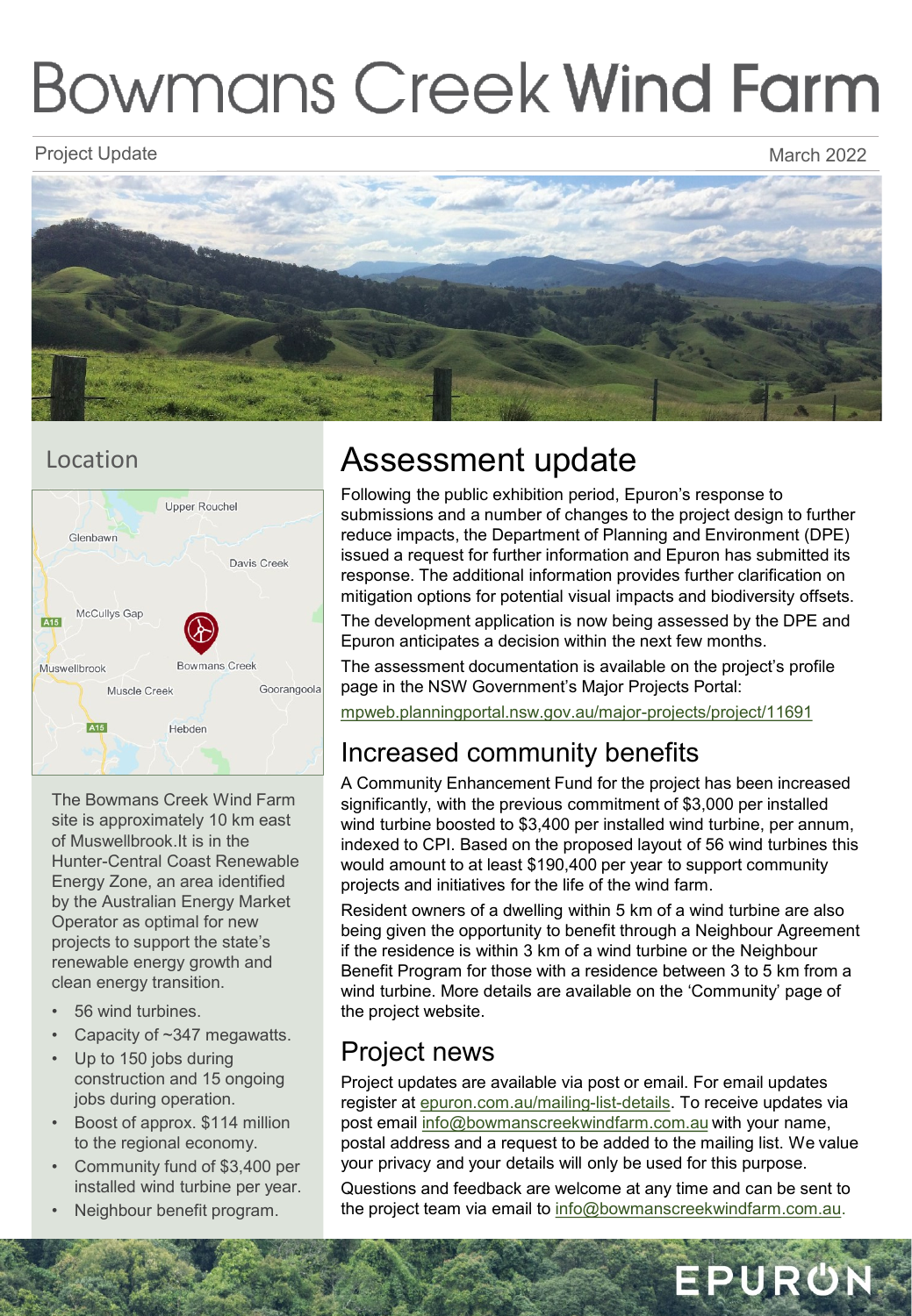# Bowmans Creek Wind Farm

Project Update

March 2022

## Location

The Bowmans Creek Wind Farm site is approximately 10 km east of Muswellbrook.It is in the Hunter-Central Coast Renewable Energy Zone, an area identified by the Australian Energy Market Operator as optimal for new projects to support the state's renewable energy growth and clean energy transition.

- 56 wind turbines.
- Capacity of ~347 megawatts.
- Up to 150 jobs during construction and 15 ongoing jobs during operation.
- Boost of approx. $114 million to the regional economy.
- Community fund of $3,400 per installed wind turbine per year.
- Neighbour benefit program.

## Assessment update

Following the public exhibition period, Epuron's response to submissions and a number of changes to the project design to further reduce impacts, the Department of Planning and Environment (DPE) issued a request for further information and Epuron has submitted its response. The additional information provides further clarification on mitigation options for potential visual impacts and biodiversity offsets.

The development application is now being assessed by the DPE and Epuron anticipates a decision within the next few months.

The assessment documentation is available on the project's profile page in the NSW Government's Major Projects Portal:

mpweb.planningportal.nsw.gov.au/major-projects/project/11691

## Increased community benefits

A Community Enhancement Fund for the project has been increased significantly, with the previous commitment of $3,000 per installed wind turbine boosted to $3,400 per installed wind turbine, per annum, indexed to CPI. Based on the proposed layout of 56 wind turbines this would amount to at least $190,400 per year to support community projects and initiatives for the life of the wind farm.

Resident owners of a dwelling within 5 km of a wind turbine are also being given the opportunity to benefit through a Neighbour Agreement if the residence is within 3 km of a wind turbine or the Neighbour Benefit Program for those with a residence between 3 to 5 km from a wind turbine. More details are available on the 'Community' page of the project website.

## Project news

Project updates are available via post or email. For email updates register at epuron.com.au/mailing-list-details. To receive updates via post email info@bowmanscreekwindfarm.com.au with your name, postal address and a request to be added to the mailing list. We value your privacy and your details will only be used for this purpose.

Questions and feedback are welcome at any time and can be sent to the project team via email to info@bowmanscreekwindfarm.com.au.

EPURON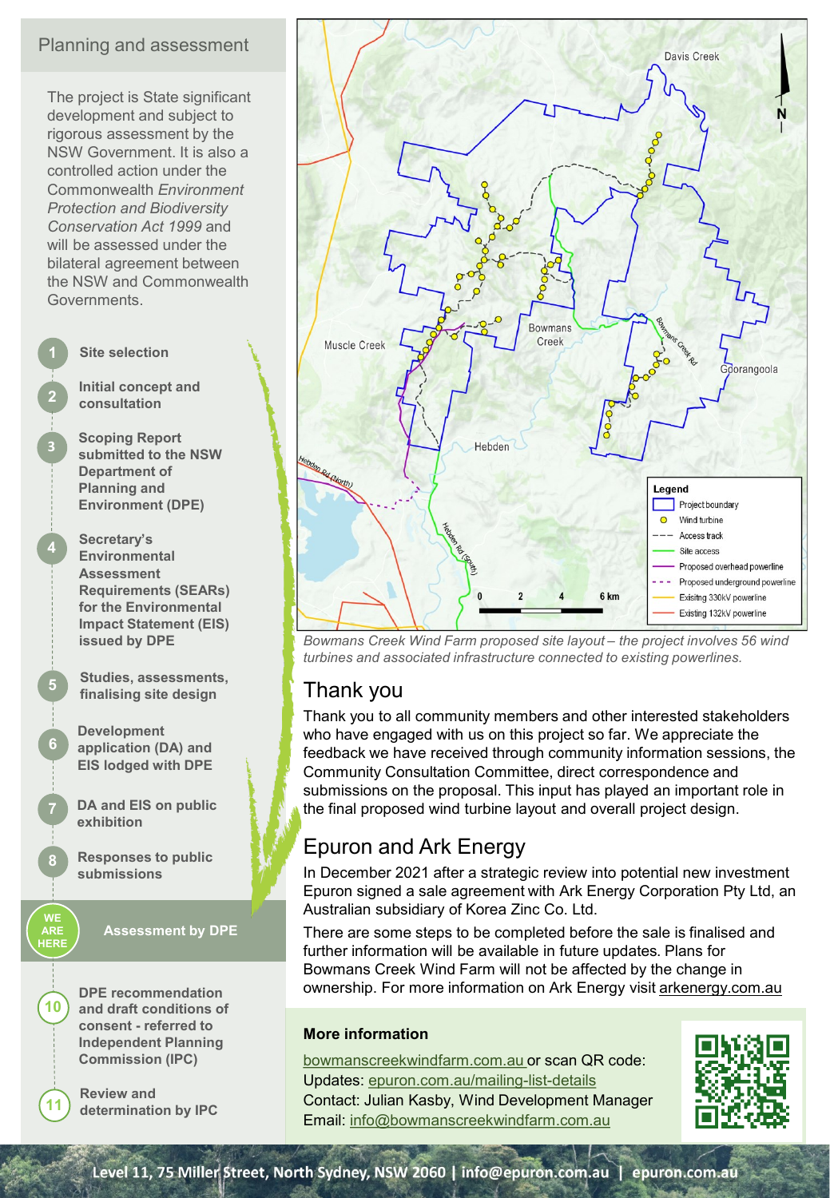## Planning and assessment

The project is State significant development and subject to rigorous assessment by the NSW Government. It is also a controlled action under the Commonwealth *Environment Protection and Biodiversity Conservation Act 1999* and will be assessed under the bilateral agreement between the NSW and Commonwealth Governments.

1. **Site selection**
2. **Initial concept and consultation**
3. **Scoping Report submitted to the NSW Department of Planning and Environment (DPE)**
4. **Secretary's Environmental Assessment Requirements (SEARs) for the Environmental Impact Statement (EIS) issued by DPE**
5. **Studies, assessments, finalising site design**
6. **Development application (DA) and EIS lodged with DPE**
7. **DA and EIS on public exhibition**
8. **Responses to public submissions**

WE ARE HERE — **Assessment by DPE**

10. **DPE recommendation and draft conditions of consent - referred to Independent Planning Commission (IPC)**
11. **Review and determination by IPC**

Davis Creek
N
Muscle Creek
Bowmans Creek
Bowmans Creek Rd
Goorangoola
Hebden
Hebden Rd (North)
Hebden Rd (South)
0 2 4 6 km

Legend
Project boundary
Wind turbine
Access track
Site access
Proposed overhead powerline
Proposed underground powerline
Existing 330kV powerline
Existing 132kV powerline

*Bowmans Creek Wind Farm proposed site layout – the project involves 56 wind turbines and associated infrastructure connected to existing powerlines.*

## Thank you

Thank you to all community members and other interested stakeholders who have engaged with us on this project so far. We appreciate the feedback we have received through community information sessions, the Community Consultation Committee, direct correspondence and submissions on the proposal. This input has played an important role in the final proposed wind turbine layout and overall project design.

## Epuron and Ark Energy

In December 2021 after a strategic review into potential new investment Epuron signed a sale agreement with Ark Energy Corporation Pty Ltd, an Australian subsidiary of Korea Zinc Co. Ltd.

There are some steps to be completed before the sale is finalised and further information will be available in future updates. Plans for Bowmans Creek Wind Farm will not be affected by the change in ownership. For more information on Ark Energy visit arkenergy.com.au

### More information

bowmanscreekwindfarm.com.au or scan QR code:
Updates: epuron.com.au/mailing-list-details
Contact: Julian Kasby, Wind Development Manager
Email: info@bowmanscreekwindfarm.com.au

Level 11, 75 Miller Street, North Sydney, NSW 2060 | info@epuron.com.au | epuron.com.au